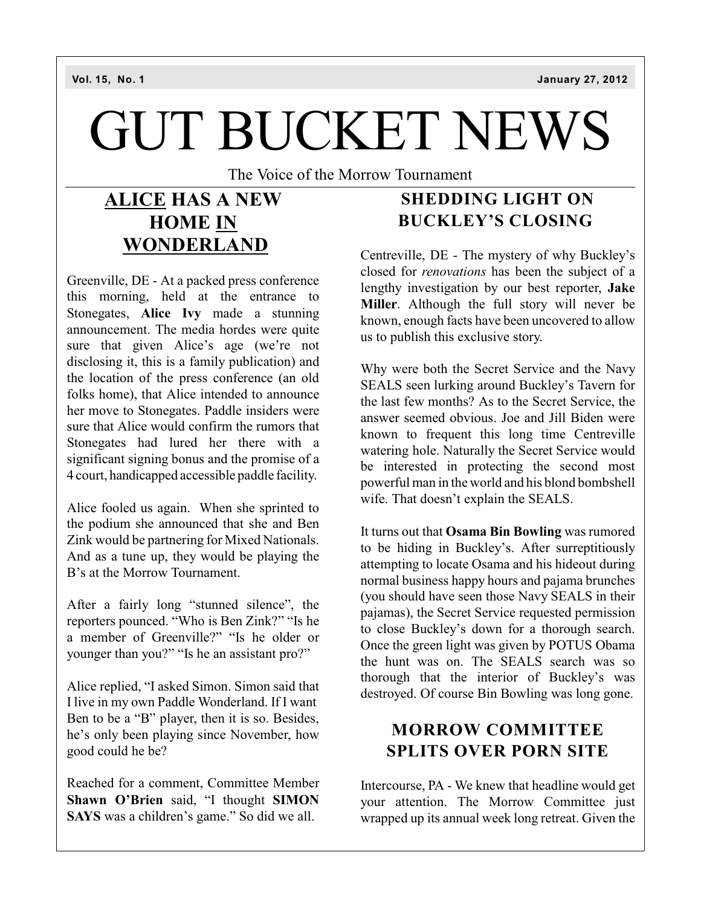Vol. 15, No. 1 January 27, 2012

# GUT BUCKET NEWS

The Voice of the Morrow Tournament

## ALICE HAS A NEW HOME IN WONDERLAND

Greenville, DE - At a packed press conference this morning, held at the entrance to Stonegates, **Alice Ivy** made a stunning announcement. The media hordes were quite sure that given Alice's age (we're not disclosing it, this is a family publication) and the location of the press conference (an old folks home), that Alice intended to announce her move to Stonegates. Paddle insiders were sure that Alice would confirm the rumors that Stonegates had lured her there with a significant signing bonus and the promise of a 4 court, handicapped accessible paddle facility.

Alice fooled us again. When she sprinted to the podium she announced that she and Ben Zink would be partnering for Mixed Nationals. And as a tune up, they would be playing the B's at the Morrow Tournament.

After a fairly long "stunned silence", the reporters pounced. "Who is Ben Zink?" "Is he a member of Greenville?" "Is he older or younger than you?" "Is he an assistant pro?"

Alice replied, "I asked Simon. Simon said that I live in my own Paddle Wonderland. If I want Ben to be a "B" player, then it is so. Besides, he's only been playing since November, how good could he be?

Reached for a comment, Committee Member **Shawn O'Brien** said, "I thought **SIMON SAYS** was a children's game." So did we all.

## SHEDDING LIGHT ON BUCKLEY'S CLOSING

Centreville, DE - The mystery of why Buckley's closed for *renovations* has been the subject of a lengthy investigation by our best reporter, **Jake Miller**. Although the full story will never be known, enough facts have been uncovered to allow us to publish this exclusive story.

Why were both the Secret Service and the Navy SEALS seen lurking around Buckley's Tavern for the last few months? As to the Secret Service, the answer seemed obvious. Joe and Jill Biden were known to frequent this long time Centreville watering hole. Naturally the Secret Service would be interested in protecting the second most powerful man in the world and his blond bombshell wife. That doesn't explain the SEALS.

It turns out that **Osama Bin Bowling** was rumored to be hiding in Buckley's. After surreptitiously attempting to locate Osama and his hideout during normal business happy hours and pajama brunches (you should have seen those Navy SEALS in their pajamas), the Secret Service requested permission to close Buckley's down for a thorough search. Once the green light was given by POTUS Obama the hunt was on. The SEALS search was so thorough that the interior of Buckley's was destroyed. Of course Bin Bowling was long gone.

## MORROW COMMITTEE SPLITS OVER PORN SITE

Intercourse, PA - We knew that headline would get your attention. The Morrow Committee just wrapped up its annual week long retreat. Given the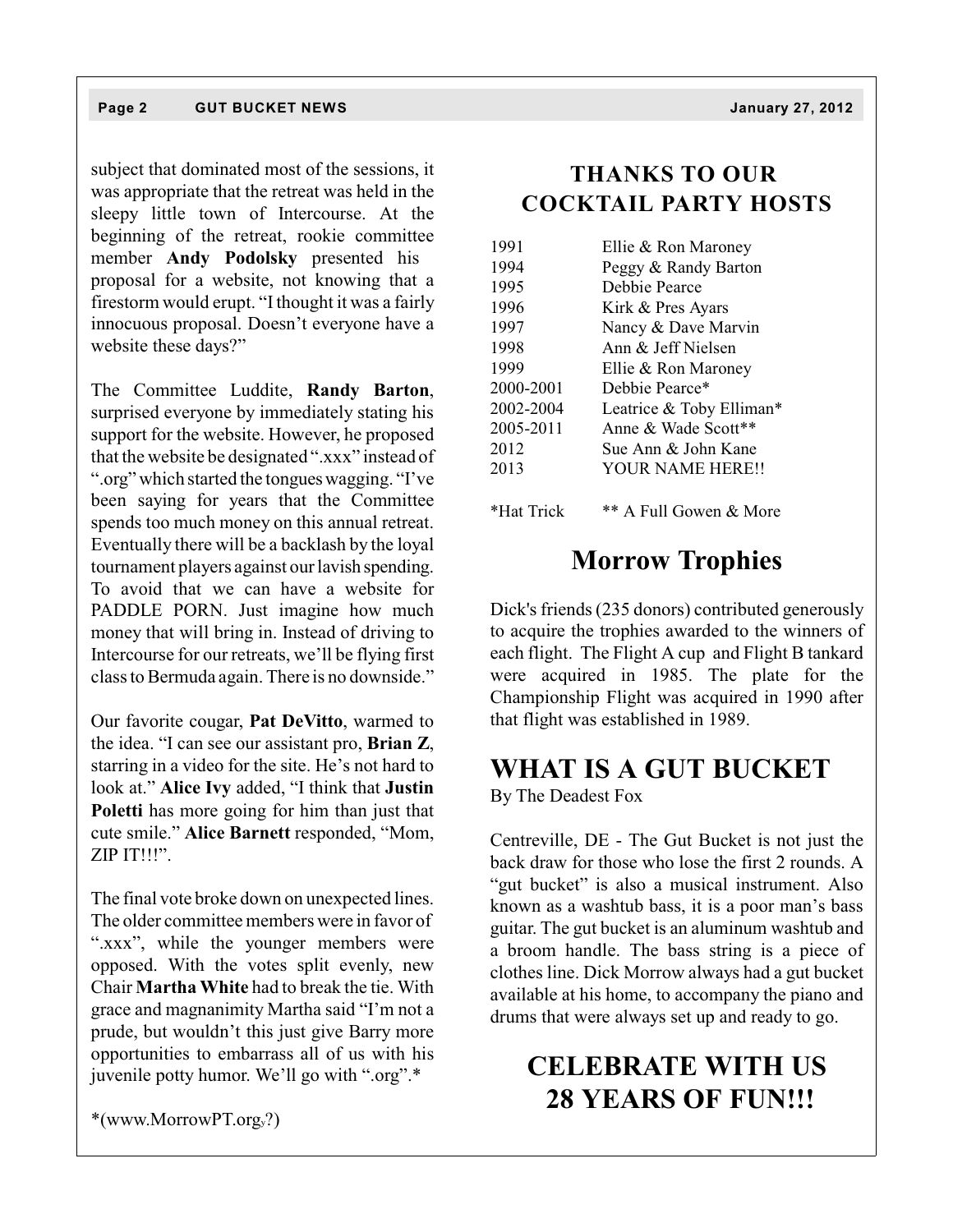subject that dominated most of the sessions, it was appropriate that the retreat was held in the sleepy little town of Intercourse. At the beginning of the retreat, rookie committee member **Andy Podolsky** presented his proposal for a website, not knowing that a firestorm would erupt. "I thought it was a fairly innocuous proposal. Doesn't everyone have a website these days?"

The Committee Luddite, **Randy Barton**, surprised everyone by immediately stating his support for the website. However, he proposed that the website be designated ".xxx" instead of ".org" which started the tongues wagging. "I've been saying for years that the Committee spends too much money on this annual retreat. Eventually there will be a backlash by the loyal tournament players against our lavish spending. To avoid that we can have a website for PADDLE PORN. Just imagine how much money that will bring in. Instead of driving to Intercourse for our retreats, we'll be flying first class to Bermuda again. There is no downside."

Our favorite cougar, **Pat DeVitto**, warmed to the idea. "I can see our assistant pro, **Brian Z**, starring in a video for the site. He's not hard to look at." **Alice Ivy** added, "I think that **Justin Poletti** has more going for him than just that cute smile." **Alice Barnett** responded, "Mom, ZIP IT!!!".

The final vote broke down on unexpected lines. The older committee members were in favor of ".xxx", while the younger members were opposed. With the votes split evenly, new Chair **Martha White** had to break the tie. With grace and magnanimity Martha said "I'm not a prude, but wouldn't this just give Barry more opportunities to embarrass all of us with his juvenile potty humor. We'll go with ".org".*

*(www.MorrowPT.org?)

## THANKS TO OUR COCKTAIL PARTY HOSTS

| | |
|---|---|
| 1991 | Ellie & Ron Maroney |
| 1994 | Peggy & Randy Barton |
| 1995 | Debbie Pearce |
| 1996 | Kirk & Pres Ayars |
| 1997 | Nancy & Dave Marvin |
| 1998 | Ann & Jeff Nielsen |
| 1999 | Ellie & Ron Maroney |
| 2000-2001 | Debbie Pearce* |
| 2002-2004 | Leatrice & Toby Elliman* |
| 2005-2011 | Anne & Wade Scott** |
| 2012 | Sue Ann & John Kane |
| 2013 | YOUR NAME HERE!! |

*Hat Trick ** A Full Gowen & More

## Morrow Trophies

Dick's friends (235 donors) contributed generously to acquire the trophies awarded to the winners of each flight. The Flight A cup and Flight B tankard were acquired in 1985. The plate for the Championship Flight was acquired in 1990 after that flight was established in 1989.

## WHAT IS A GUT BUCKET

By The Deadest Fox

Centreville, DE - The Gut Bucket is not just the back draw for those who lose the first 2 rounds. A "gut bucket" is also a musical instrument. Also known as a washtub bass, it is a poor man's bass guitar. The gut bucket is an aluminum washtub and a broom handle. The bass string is a piece of clothes line. Dick Morrow always had a gut bucket available at his home, to accompany the piano and drums that were always set up and ready to go.

## CELEBRATE WITH US 28 YEARS OF FUN!!!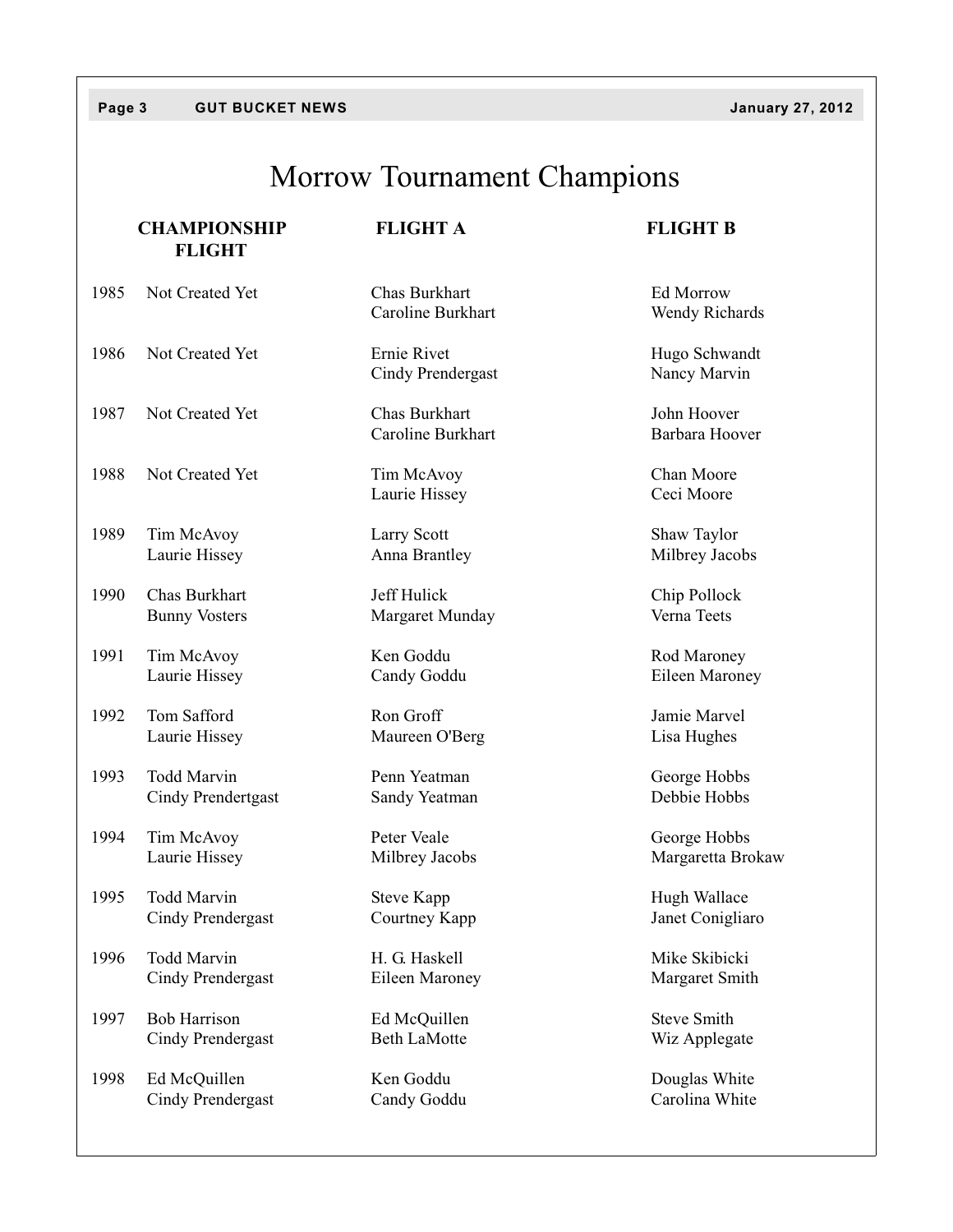# Morrow Tournament Champions

| | CHAMPIONSHIP FLIGHT | FLIGHT A | FLIGHT B |
|---|---|---|---|
| 1985 | Not Created Yet | Chas Burkhart<br>Caroline Burkhart | Ed Morrow<br>Wendy Richards |
| 1986 | Not Created Yet | Ernie Rivet<br>Cindy Prendergast | Hugo Schwandt<br>Nancy Marvin |
| 1987 | Not Created Yet | Chas Burkhart<br>Caroline Burkhart | John Hoover<br>Barbara Hoover |
| 1988 | Not Created Yet | Tim McAvoy<br>Laurie Hissey | Chan Moore<br>Ceci Moore |
| 1989 | Tim McAvoy<br>Laurie Hissey | Larry Scott<br>Anna Brantley | Shaw Taylor<br>Milbrey Jacobs |
| 1990 | Chas Burkhart<br>Bunny Vosters | Jeff Hulick<br>Margaret Munday | Chip Pollock<br>Verna Teets |
| 1991 | Tim McAvoy<br>Laurie Hissey | Ken Goddu<br>Candy Goddu | Rod Maroney<br>Eileen Maroney |
| 1992 | Tom Safford<br>Laurie Hissey | Ron Groff<br>Maureen O'Berg | Jamie Marvel<br>Lisa Hughes |
| 1993 | Todd Marvin<br>Cindy Prendertgast | Penn Yeatman<br>Sandy Yeatman | George Hobbs<br>Debbie Hobbs |
| 1994 | Tim McAvoy<br>Laurie Hissey | Peter Veale<br>Milbrey Jacobs | George Hobbs<br>Margaretta Brokaw |
| 1995 | Todd Marvin<br>Cindy Prendergast | Steve Kapp<br>Courtney Kapp | Hugh Wallace<br>Janet Conigliaro |
| 1996 | Todd Marvin<br>Cindy Prendergast | H. G. Haskell<br>Eileen Maroney | Mike Skibicki<br>Margaret Smith |
| 1997 | Bob Harrison<br>Cindy Prendergast | Ed McQuillen<br>Beth LaMotte | Steve Smith<br>Wiz Applegate |
| 1998 | Ed McQuillen<br>Cindy Prendergast | Ken Goddu<br>Candy Goddu | Douglas White<br>Carolina White |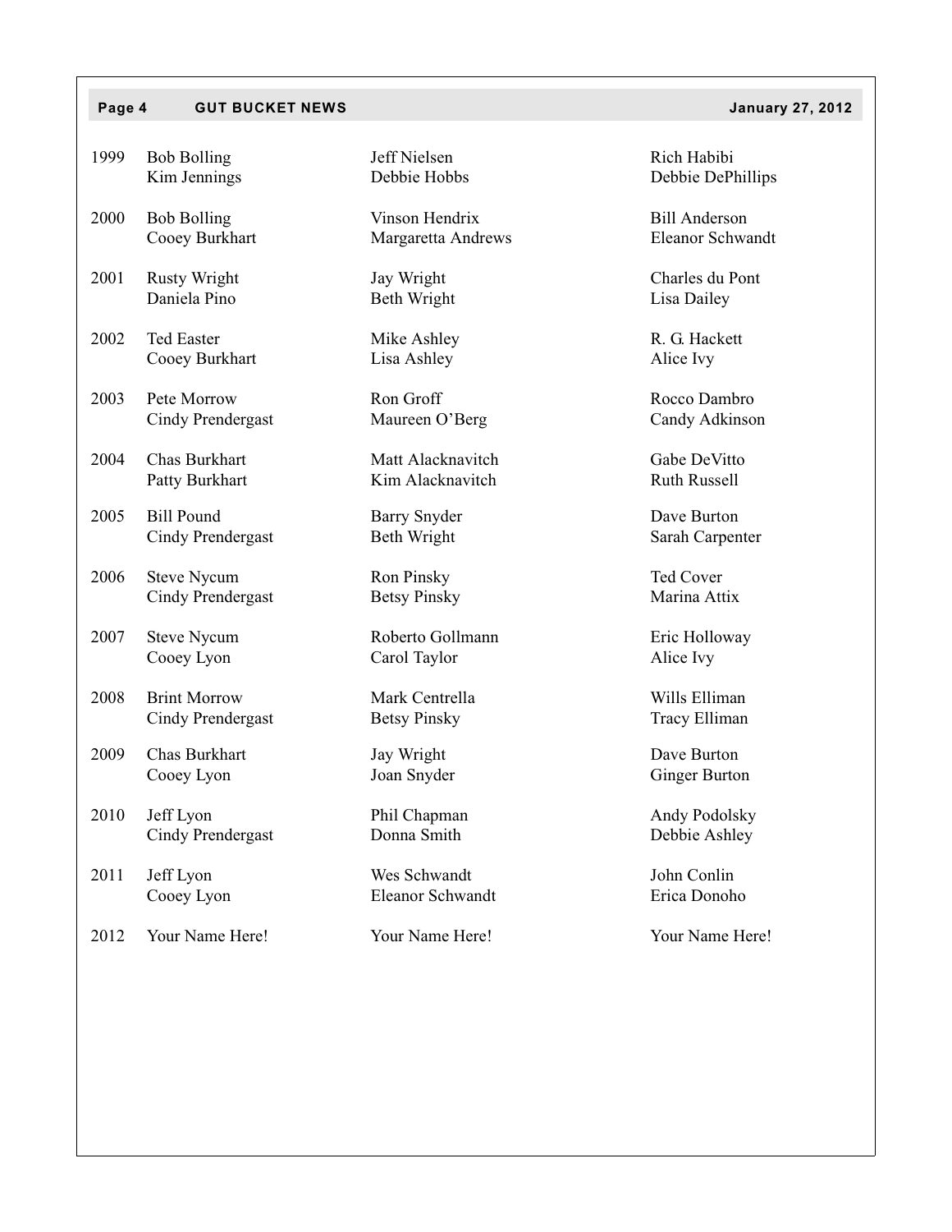| | | | |
|---|---|---|---|
| 1999 | Bob Bolling<br>Kim Jennings | Jeff Nielsen<br>Debbie Hobbs | Rich Habibi<br>Debbie DePhillips |
| 2000 | Bob Bolling<br>Cooey Burkhart | Vinson Hendrix<br>Margaretta Andrews | Bill Anderson<br>Eleanor Schwandt |
| 2001 | Rusty Wright<br>Daniela Pino | Jay Wright<br>Beth Wright | Charles du Pont<br>Lisa Dailey |
| 2002 | Ted Easter<br>Cooey Burkhart | Mike Ashley<br>Lisa Ashley | R. G. Hackett<br>Alice Ivy |
| 2003 | Pete Morrow<br>Cindy Prendergast | Ron Groff<br>Maureen O'Berg | Rocco Dambro<br>Candy Adkinson |
| 2004 | Chas Burkhart<br>Patty Burkhart | Matt Alacknavitch<br>Kim Alacknavitch | Gabe DeVitto<br>Ruth Russell |
| 2005 | Bill Pound<br>Cindy Prendergast | Barry Snyder<br>Beth Wright | Dave Burton<br>Sarah Carpenter |
| 2006 | Steve Nycum<br>Cindy Prendergast | Ron Pinsky<br>Betsy Pinsky | Ted Cover<br>Marina Attix |
| 2007 | Steve Nycum<br>Cooey Lyon | Roberto Gollmann<br>Carol Taylor | Eric Holloway<br>Alice Ivy |
| 2008 | Brint Morrow<br>Cindy Prendergast | Mark Centrella<br>Betsy Pinsky | Wills Elliman<br>Tracy Elliman |
| 2009 | Chas Burkhart<br>Cooey Lyon | Jay Wright<br>Joan Snyder | Dave Burton<br>Ginger Burton |
| 2010 | Jeff Lyon<br>Cindy Prendergast | Phil Chapman<br>Donna Smith | Andy Podolsky<br>Debbie Ashley |
| 2011 | Jeff Lyon<br>Cooey Lyon | Wes Schwandt<br>Eleanor Schwandt | John Conlin<br>Erica Donoho |
| 2012 | Your Name Here! | Your Name Here! | Your Name Here! |